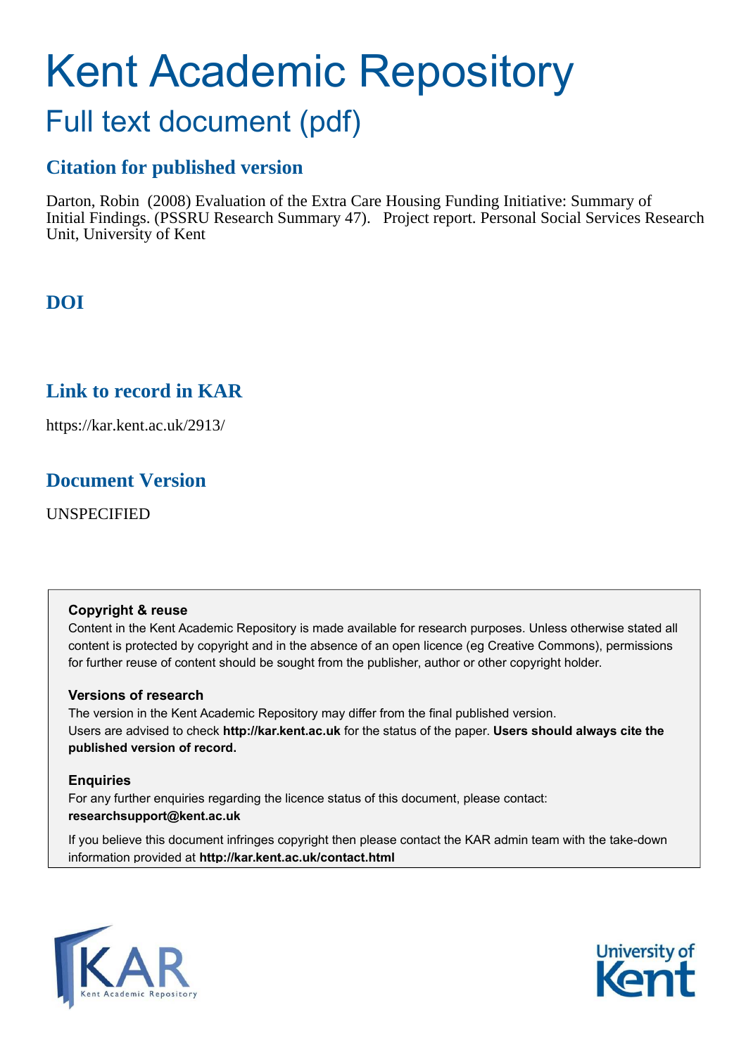# Kent Academic Repository

## Full text document (pdf)

### Citation for published version

Darton, Robin (2008) Evaluation of the Extra Care Housing Funding Initiative: Summary of Initial Findings. (PSSRU Research Summary 47). Project report. Personal Social Services Research Unit, University of Kent

### DOI

### Link to record in KAR

https://kar.kent.ac.uk/2913/

### Document Version

UNSPECIFIED

**Copyright & reuse**

Content in the Kent Academic Repository is made available for research purposes. Unless otherwise stated all content is protected by copyright and in the absence of an open licence (eg Creative Commons), permissions for further reuse of content should be sought from the publisher, author or other copyright holder.

**Versions of research**

The version in the Kent Academic Repository may differ from the final published version. Users are advised to check **http://kar.kent.ac.uk** for the status of the paper. **Users should always cite the published version of record.**

**Enquiries**

For any further enquiries regarding the licence status of this document, please contact: **researchsupport@kent.ac.uk**

If you believe this document infringes copyright then please contact the KAR admin team with the take-down information provided at **http://kar.kent.ac.uk/contact.html**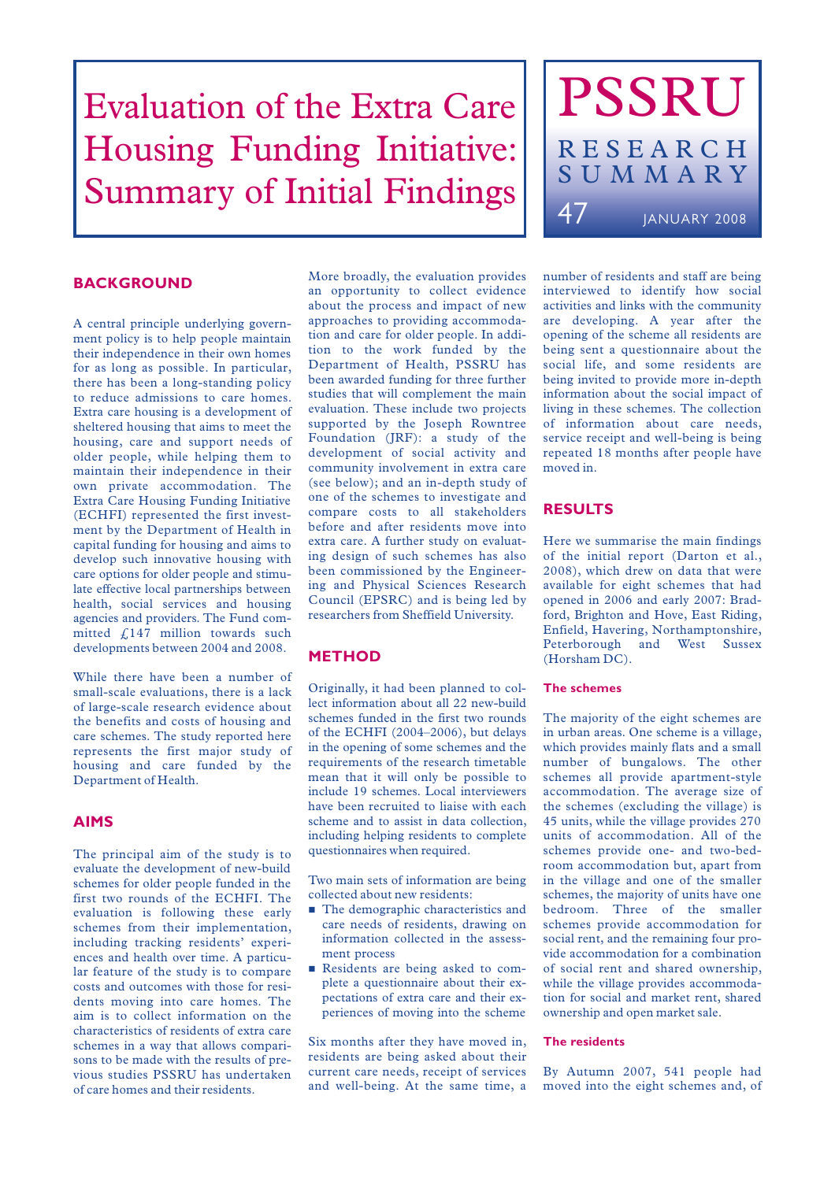# Evaluation of the Extra Care Housing Funding Initiative: Summary of Initial Findings

# PSSRU

RESEARCH SUMMARY

47 JANUARY 2008

## BACKGROUND

A central principle underlying government policy is to help people maintain their independence in their own homes for as long as possible. In particular, there has been a long-standing policy to reduce admissions to care homes. Extra care housing is a development of sheltered housing that aims to meet the housing, care and support needs of older people, while helping them to maintain their independence in their own private accommodation. The Extra Care Housing Funding Initiative (ECHFI) represented the first investment by the Department of Health in capital funding for housing and aims to develop such innovative housing with care options for older people and stimulate effective local partnerships between health, social services and housing agencies and providers. The Fund committed £147 million towards such developments between 2004 and 2008.

While there have been a number of small-scale evaluations, there is a lack of large-scale research evidence about the benefits and costs of housing and care schemes. The study reported here represents the first major study of housing and care funded by the Department of Health.

## AIMS

The principal aim of the study is to evaluate the development of new-build schemes for older people funded in the first two rounds of the ECHFI. The evaluation is following these early schemes from their implementation, including tracking residents' experiences and health over time. A particular feature of the study is to compare costs and outcomes with those for residents moving into care homes. The aim is to collect information about the characteristics of residents of extra care schemes in a way that allows comparisons to be made with the results of previous studies PSSRU has undertaken of care homes and their residents.

More broadly, the evaluation provides an opportunity to collect evidence about the process and impact of new approaches to providing accommodation and care for older people. In addition to the work funded by the Department of Health, PSSRU has been awarded funding for three further studies that will complement the main evaluation. These include two projects supported by the Joseph Rowntree Foundation (JRF): a study of the development of social activity and community involvement in extra care (see below); and an in-depth study of one of the schemes to investigate and compare costs to all stakeholders before and after residents move into extra care. A further study on evaluating design of such schemes has also been commissioned by the Engineering and Physical Sciences Research Council (EPSRC) and is being led by researchers from Sheffield University.

## METHOD

Originally, it had been planned to collect information about all 22 new-build schemes funded in the first two rounds of the ECHFI (2004–2006), but delays in the opening of some schemes and the requirements of the research timetable mean that it will only be possible to include 19 schemes. Local interviewers have been recruited to liaise with each scheme and to assist in data collection, including helping residents to complete questionnaires when required.

Two main sets of information are being collected about new residents:

- The demographic characteristics and care needs of residents, drawing on information collected in the assessment process
- Residents are being asked to complete a questionnaire about their expectations of extra care and their experiences of moving into the scheme

Six months after they have moved in, residents are being asked about their current care needs, receipt of services and well-being. At the same time, a number of residents and staff are being interviewed to identify how social activities and links with the community are developing. A year after the opening of the scheme all residents are being sent a questionnaire about the social life, and some residents are being invited to provide more in-depth information about the social impact of living in these schemes. The collection of information about care needs, service receipt and well-being is being repeated 18 months after people have moved in.

## RESULTS

Here we summarise the main findings of the initial report (Darton et al., 2008), which drew on data that were available for eight schemes that had opened in 2006 and early 2007: Bradford, Brighton and Hove, East Riding, Enfield, Havering, Northamptonshire, Peterborough and West Sussex (Horsham DC).

### The schemes

The majority of the eight schemes are in urban areas. One scheme is a village, which provides mainly flats and a small number of bungalows. The other schemes all provide apartment-style accommodation. The average size of the schemes (excluding the village) is 45 units, while the village provides 270 units of accommodation. All of the schemes provide one- and two-bedroom accommodation but, apart from in the village and one of the smaller schemes, the majority of units have one bedroom. Three of the smaller schemes provide accommodation for social rent, and the remaining four provide accommodation for a combination of social rent and shared ownership, while the village provides accommodation for social and market rent, shared ownership and open market sale.

### The residents

By Autumn 2007, 541 people had moved into the eight schemes and, of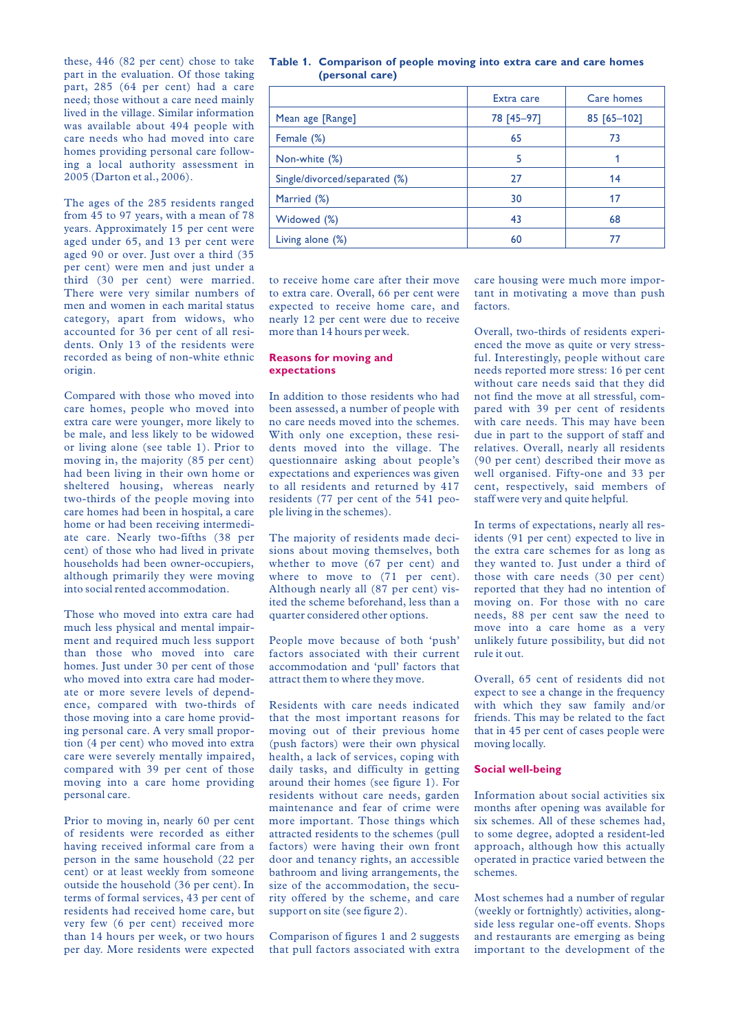these, 446 (82 per cent) chose to take part in the evaluation. Of those taking part, 285 (64 per cent) had a care need; those without a care need mainly lived in the village. Similar information was available about 494 people with care needs who had moved into care homes providing personal care following a local authority assessment in 2005 (Darton et al., 2006).

The ages of the 285 residents ranged from 45 to 97 years, with a mean of 78 years. Approximately 15 per cent were aged under 65, and 13 per cent were aged 90 or over. Just over a third (35 per cent) were men and just under a third (30 per cent) were married. There were very similar numbers of men and women in each marital status category, apart from widows, who accounted for 36 per cent of all residents. Only 13 of the residents were recorded as being of non-white ethnic origin.

Compared with those who moved into care homes, people who moved into extra care were younger, more likely to be male, and less likely to be widowed or living alone (see table 1). Prior to moving in, the majority (85 per cent) had been living in their own home or sheltered housing, whereas nearly two-thirds of the people moving into care homes had been in hospital, a care home or had been receiving intermediate care. Nearly two-fifths (38 per cent) of those who had lived in private households had been owner-occupiers, although primarily they were moving into social rented accommodation.

**Table 1. Comparison of people moving into extra care and care homes (personal care)**

| | Extra care | Care homes |
|---|---|---|
| Mean age [Range] | 78 [45–97] | 85 [65–102] |
| Female (%) | 65 | 73 |
| Non-white (%) | 5 | 1 |
| Single/divorced/separated (%) | 27 | 14 |
| Married (%) | 30 | 17 |
| Widowed (%) | 43 | 68 |
| Living alone (%) | 60 | 77 |

Those who moved into extra care had much less physical and mental impairment and required much less support than those who moved into care homes. Just under 30 per cent of those who moved into extra care had moderate or more severe levels of dependence, compared with two-thirds of those moving into a care home providing personal care. A very small proportion (4 per cent) who moved into extra care were severely mentally impaired, compared with 39 per cent of those moving into a care home providing personal care.

Prior to moving in, nearly 60 per cent of residents were recorded as either having received informal care from a person in the same household (22 per cent) or at least weekly from someone outside the household (36 per cent). In terms of formal services, 43 per cent of residents had received home care, but very few (6 per cent) received more than 14 hours per week, or two hours per day. More residents were expected to receive home care after their move to extra care. Overall, 66 per cent were expected to receive home care, and nearly 12 per cent were due to receive more than 14 hours per week.

## Reasons for moving and expectations

In addition to those residents who had been assessed, a number of people with no care needs moved into the schemes. With only one exception, these residents moved into the village. The questionnaire asking about people's expectations and experiences was given to all residents and returned by 417 residents (77 per cent of the 541 people living in the schemes).

The majority of residents made decisions about moving themselves, both whether to move (67 per cent) and where to move to (71 per cent). Although nearly all (87 per cent) visited the scheme beforehand, less than a quarter considered other options.

People move because of both 'push' factors associated with their current accommodation and 'pull' factors that attract them to where they move.

Residents with care needs indicated that the most important reasons for moving out of their previous home (push factors) were their own physical health, a lack of services, coping with daily tasks, and difficulty in getting around their homes (see figure 1). For residents without care needs, garden maintenance and fear of crime were more important. Those things which attracted residents to the schemes (pull factors) were having their own front door and tenancy rights, an accessible bathroom and living arrangements, the size of the accommodation, the security offered by the scheme, and care support on site (see figure 2).

Comparison of figures 1 and 2 suggests that pull factors associated with extra care housing were much more important in motivating a move than push factors.

Overall, two-thirds of residents experienced the move as quite or very stressful. Interestingly, people without care needs reported more stress: 16 per cent without care needs said that they did not find the move at all stressful, compared with 39 per cent of residents with care needs. This may have been due in part to the support of staff and relatives. Overall, nearly all residents (90 per cent) described their move as well organised. Fifty-one and 33 per cent, respectively, said members of staff were very and quite helpful.

In terms of expectations, nearly all residents (91 per cent) expected to live in the extra care schemes for as long as they wanted to. Just under a third of those with care needs (30 per cent) reported that they had no intention of moving on. For those with no care needs, 88 per cent saw the need to move into a care home as a very unlikely future possibility, but did not rule it out.

Overall, 65 cent of residents did not expect to see a change in the frequency with which they saw family and/or friends. This may be related to the fact that in 45 per cent of cases people were moving locally.

## Social well-being

Information about social activities six months after opening was available for six schemes. All of these schemes had, to some degree, adopted a resident-led approach, although how this actually operated in practice varied between the schemes.

Most schemes had a number of regular (weekly or fortnightly) activities, alongside less regular one-off events. Shops and restaurants are emerging as being important to the development of the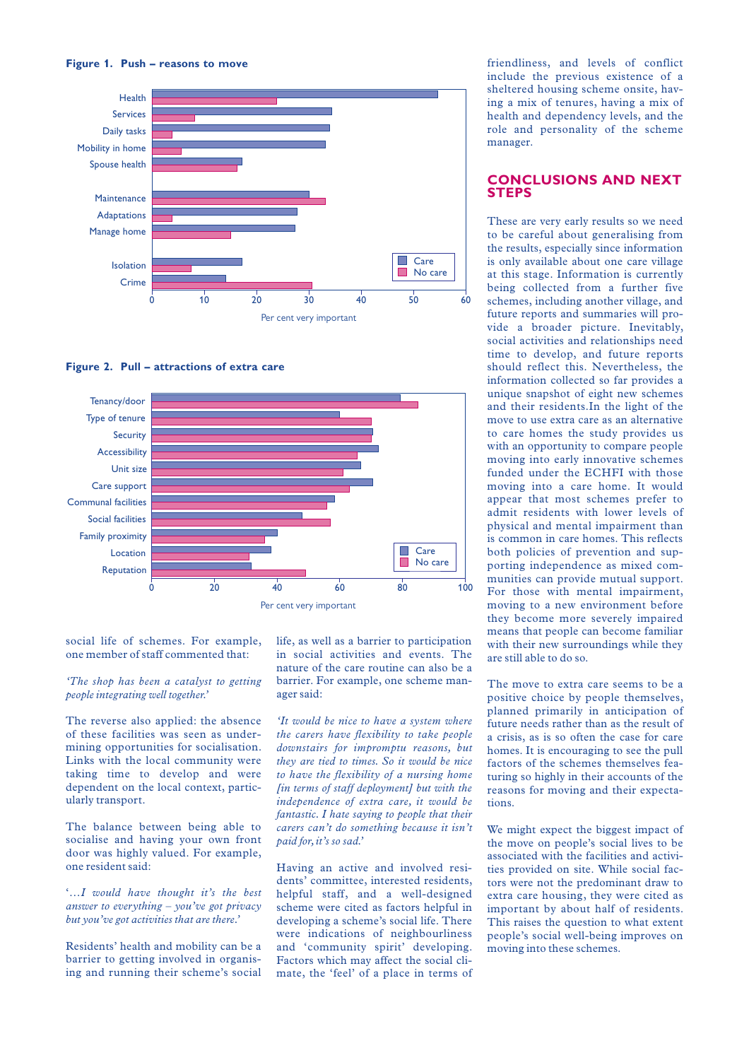**Figure 1. Push – reasons to move**

**Figure 2. Pull – attractions of extra care**

social life of schemes. For example, one member of staff commented that:

*'The shop has been a catalyst to getting people integrating well together.'*

The reverse also applied: the absence of these facilities was seen as undermining opportunities for socialisation. Links with the local community were taking time to develop and were dependent on the local context, particularly transport.

The balance between being able to socialise and having your own front door was highly valued. For example, one resident said:

*'…I would have thought it's the best answer to everything – you've got privacy but you've got activities that are there.'*

Residents' health and mobility can be a barrier to getting involved in organising and running their scheme's social life, as well as a barrier to participation in social activities and events. The nature of the care routine can also be a barrier. For example, one scheme manager said:

*'It would be nice to have a system where the carers have flexibility to take people downstairs for impromptu reasons, but they are tied to times. So it would be nice to have the flexibility of a nursing home [in terms of staff deployment] but with the independence of extra care, it would be fantastic. I hate saying to people that their carers can't do something because it isn't paid for, it's so sad.'*

Having an active and involved residents' committee, interested residents, helpful staff, and a well-designed scheme were cited as factors helpful in developing a scheme's social life. There were indications of neighbourliness and 'community spirit' developing. Factors which may affect the social climate, the 'feel' of a place in terms of friendliness, and levels of conflict include the previous existence of a sheltered housing scheme onsite, having a mix of tenures, having a mix of health and dependency levels, and the role and personality of the scheme manager.

## CONCLUSIONS AND NEXT STEPS

These are very early results so we need to be careful about generalising from the results, especially since information is only available about one care village at this stage. Information is currently being collected from a further five schemes, including another village, and future reports and summaries will provide a broader picture. Inevitably, social activities and relationships need time to develop, and future reports should reflect this. Nevertheless, the information collected so far provides a unique snapshot of eight new schemes and their residents.In the light of the move to use extra care as an alternative to care homes the study provides us with an opportunity to compare people moving into early innovative schemes funded under the ECHFI with those moving into a care home. It would appear that most schemes prefer to admit residents with lower levels of physical and mental impairment than is common in care homes. This reflects both policies of prevention and supporting independence as mixed communities can provide mutual support. For those with mental impairment, moving to a new environment before they become more severely impaired means that people can become familiar with their new surroundings while they are still able to do so.

The move to extra care seems to be a positive choice by people themselves, planned primarily in anticipation of future needs rather than as the result of a crisis, as is so often the case for care homes. It is encouraging to see the pull factors of the schemes themselves featuring so highly in their accounts of the reasons for moving and their expectations.

We might expect the biggest impact of the move on people's social lives to be associated with the facilities and activities provided on site. While social factors were not the predominant draw to extra care housing, they were cited as important by about half of residents. This raises the question to what extent people's social well-being improves on moving into these schemes.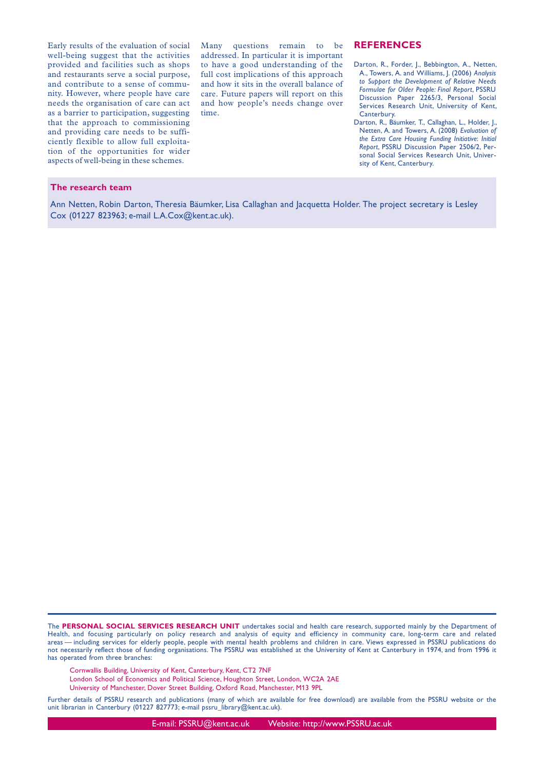Early results of the evaluation of social well-being suggest that the activities provided and facilities such as shops and restaurants serve a social purpose, and contribute to a sense of community. However, where people have care needs the organisation of care can act as a barrier to participation, suggesting that the approach to commissioning and providing care needs to be sufficiently flexible to allow full exploitation of the opportunities for wider aspects of well-being in these schemes.

Many questions remain to be addressed. In particular it is important to have a good understanding of the full cost implications of this approach and how it sits in the overall balance of care. Future papers will report on this and how people's needs change over time.

## REFERENCES

Darton, R., Forder, J., Bebbington, A., Netten, A., Towers, A. and Williams, J. (2006) *Analysis to Support the Development of Relative Needs Formulae for Older People: Final Report*, PSSRU Discussion Paper 2265/3, Personal Social Services Research Unit, University of Kent, Canterbury.

Darton, R., Bäumker, T., Callaghan, L., Holder, J., Netten, A. and Towers, A. (2008) *Evaluation of the Extra Care Housing Funding Initiative: Initial Report*, PSSRU Discussion Paper 2506/2, Personal Social Services Research Unit, University of Kent, Canterbury.

### The research team

Ann Netten, Robin Darton, Theresia Bäumker, Lisa Callaghan and Jacquetta Holder. The project secretary is Lesley Cox (01227 823963; e-mail L.A.Cox@kent.ac.uk).

The **PERSONAL SOCIAL SERVICES RESEARCH UNIT** undertakes social and health care research, supported mainly by the Department of Health, and focusing particularly on policy research and analysis of equity and efficiency in community care, long-term care and related areas — including services for elderly people, people with mental health problems and children in care. Views expressed in PSSRU publications do not necessarily reflect those of funding organisations. The PSSRU was established at the University of Kent at Canterbury in 1974, and from 1996 it has operated from three branches:

Cornwallis Building, University of Kent, Canterbury, Kent, CT2 7NF
London School of Economics and Political Science, Houghton Street, London, WC2A 2AE
University of Manchester, Dover Street Building, Oxford Road, Manchester, M13 9PL

Further details of PSSRU research and publications (many of which are available for free download) are available from the PSSRU website or the unit librarian in Canterbury (01227 827773; e-mail pssru_library@kent.ac.uk).

E-mail: PSSRU@kent.ac.uk Website: http://www.PSSRU.ac.uk